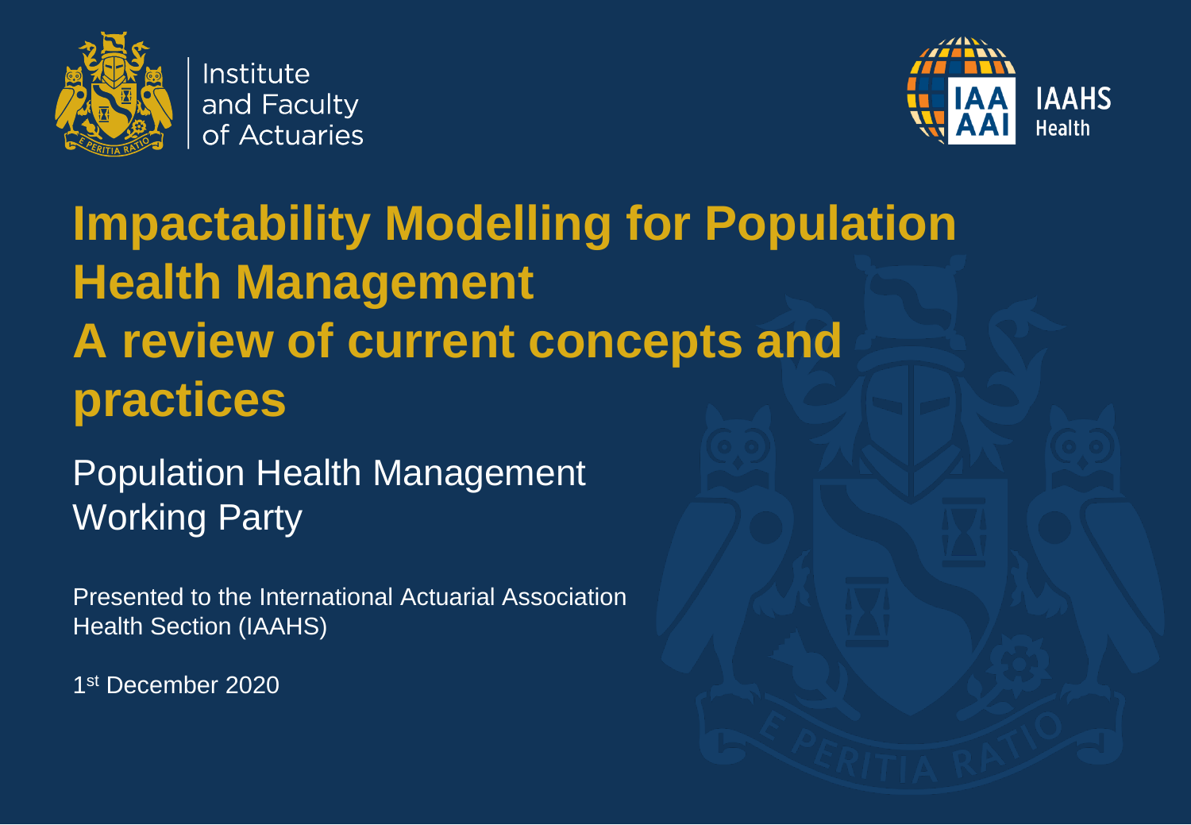Institute and Faculty of Actuaries

IAA AAI IAAHS Health

# Impactability Modelling for Population Health Management
# A review of current concepts and practices

## Population Health Management Working Party

Presented to the International Actuarial Association Health Section (IAAHS)

1st December 2020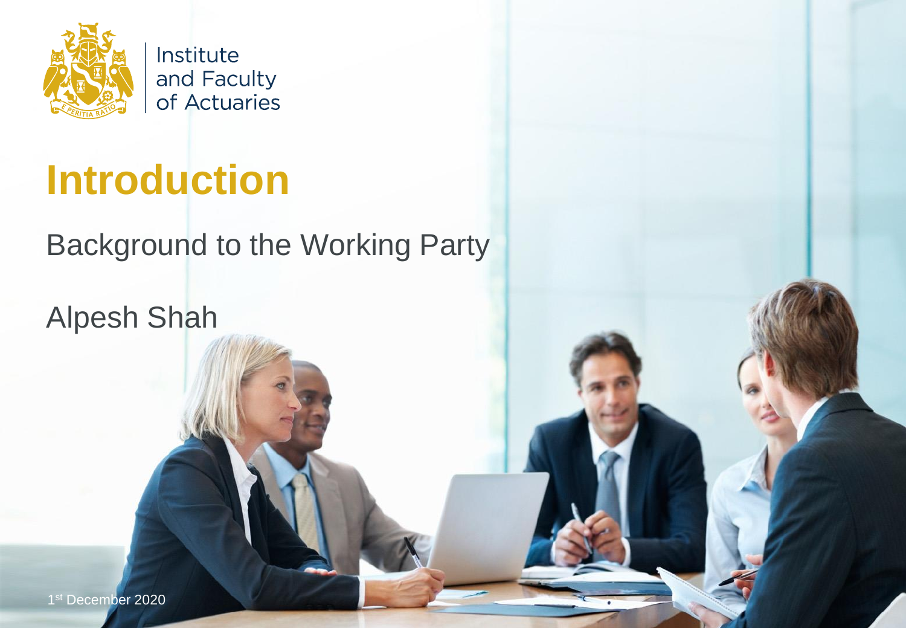Institute and Faculty of Actuaries

# Introduction

Background to the Working Party

Alpesh Shah

1st December 2020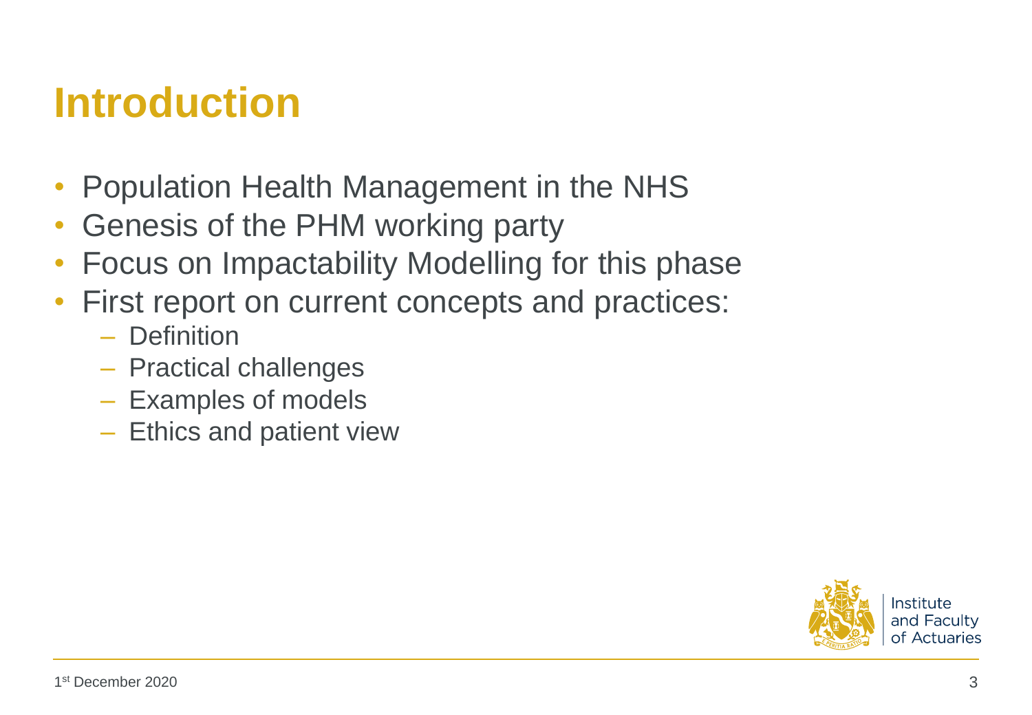# Introduction

- Population Health Management in the NHS
- Genesis of the PHM working party
- Focus on Impactability Modelling for this phase
- First report on current concepts and practices:
  - Definition
  - Practical challenges
  - Examples of models
  - Ethics and patient view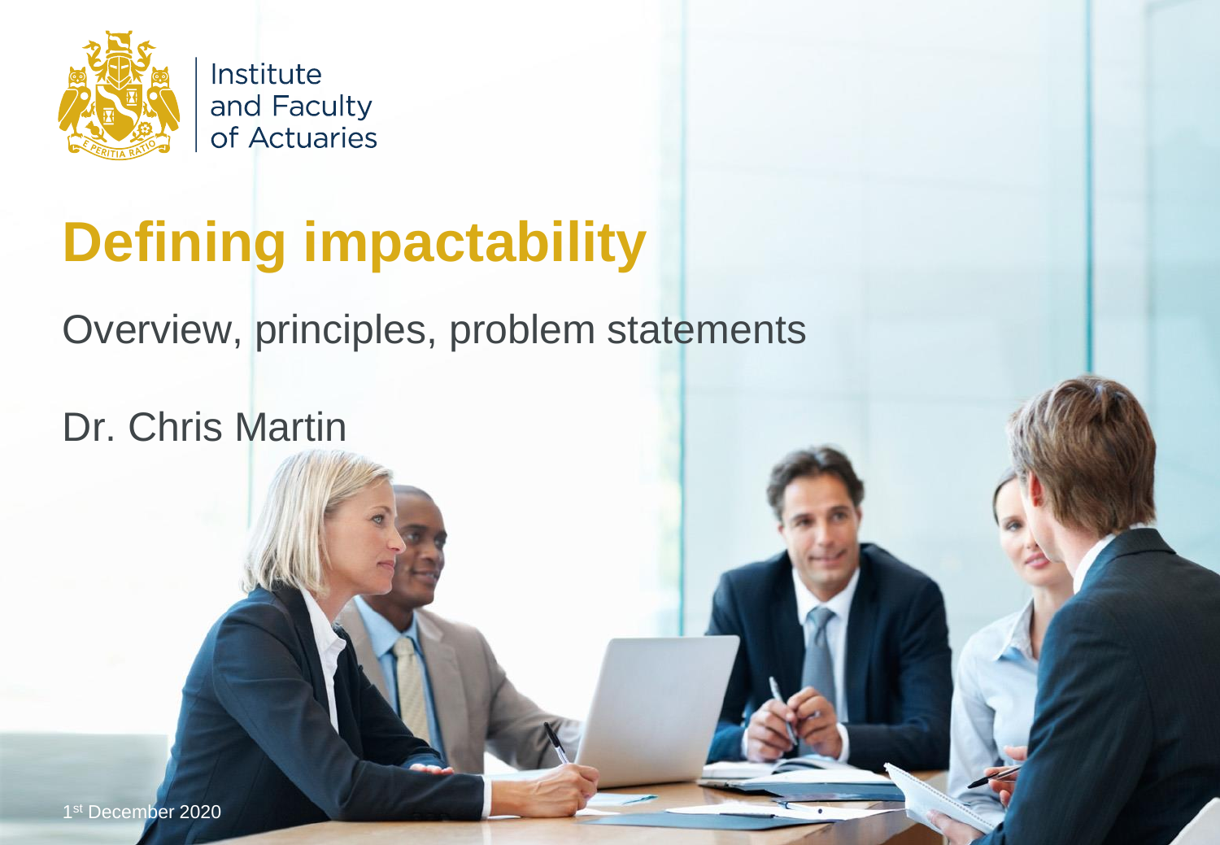Institute and Faculty of Actuaries

# Defining impactability

Overview, principles, problem statements

Dr. Chris Martin

1st December 2020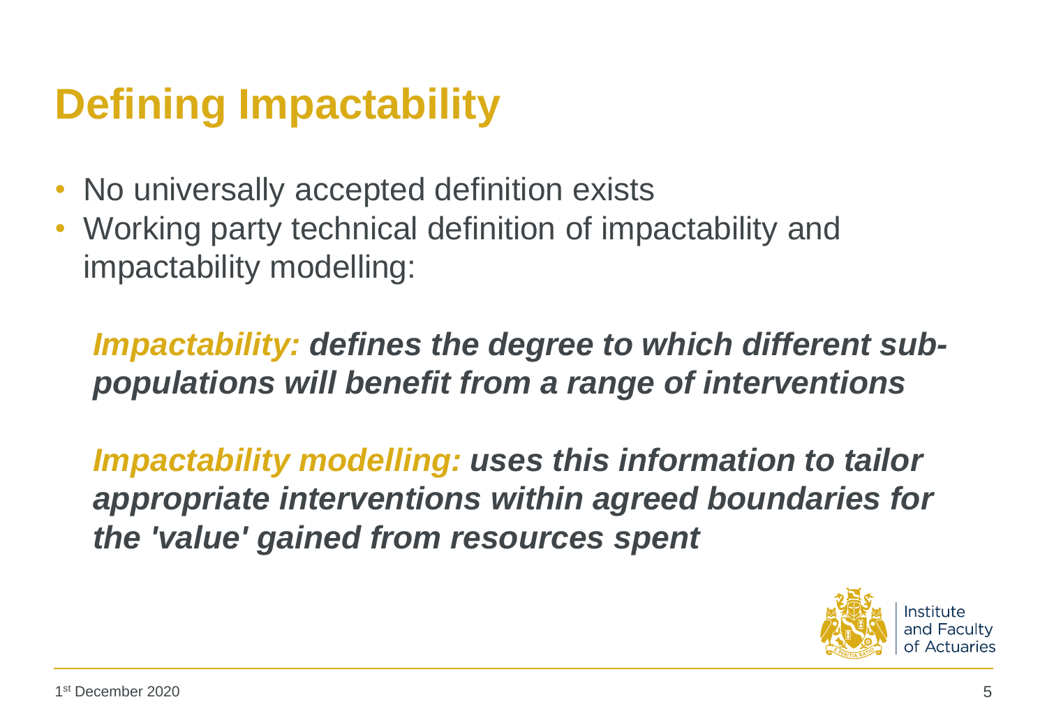# Defining Impactability

- No universally accepted definition exists
- Working party technical definition of impactability and impactability modelling:

***Impactability:* defines the degree to which different sub-populations will benefit from a range of interventions**

***Impactability modelling:* uses this information to tailor appropriate interventions within agreed boundaries for the 'value' gained from resources spent**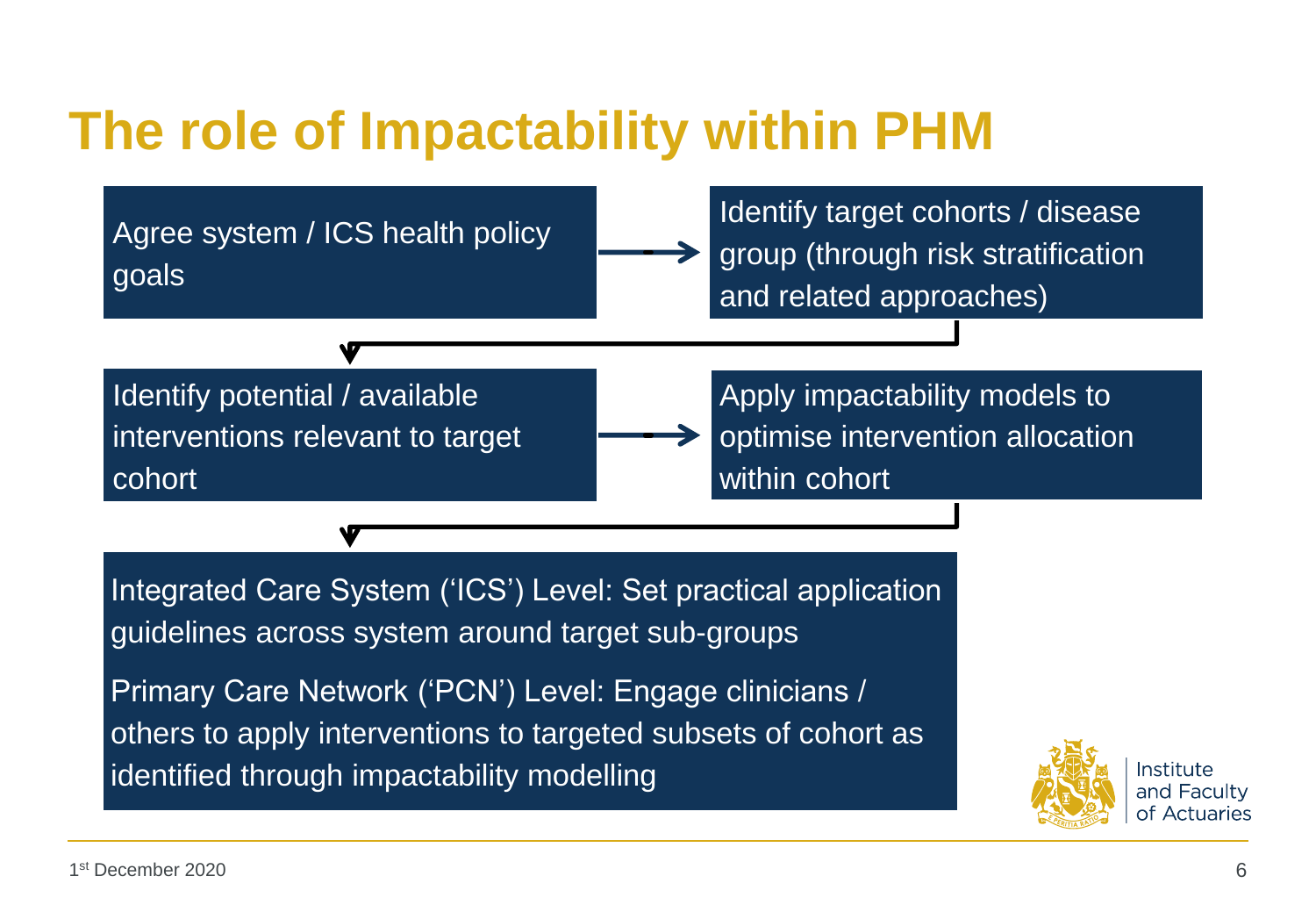# The role of Impactability within PHM

Agree system / ICS health policy goals

→ Identify target cohorts / disease group (through risk stratification and related approaches)

↓

Identify potential / available interventions relevant to target cohort

→ Apply impactability models to optimise intervention allocation within cohort

↓

Integrated Care System ('ICS') Level: Set practical application guidelines across system around target sub-groups

Primary Care Network ('PCN') Level: Engage clinicians / others to apply interventions to targeted subsets of cohort as identified through impactability modelling

1st December 2020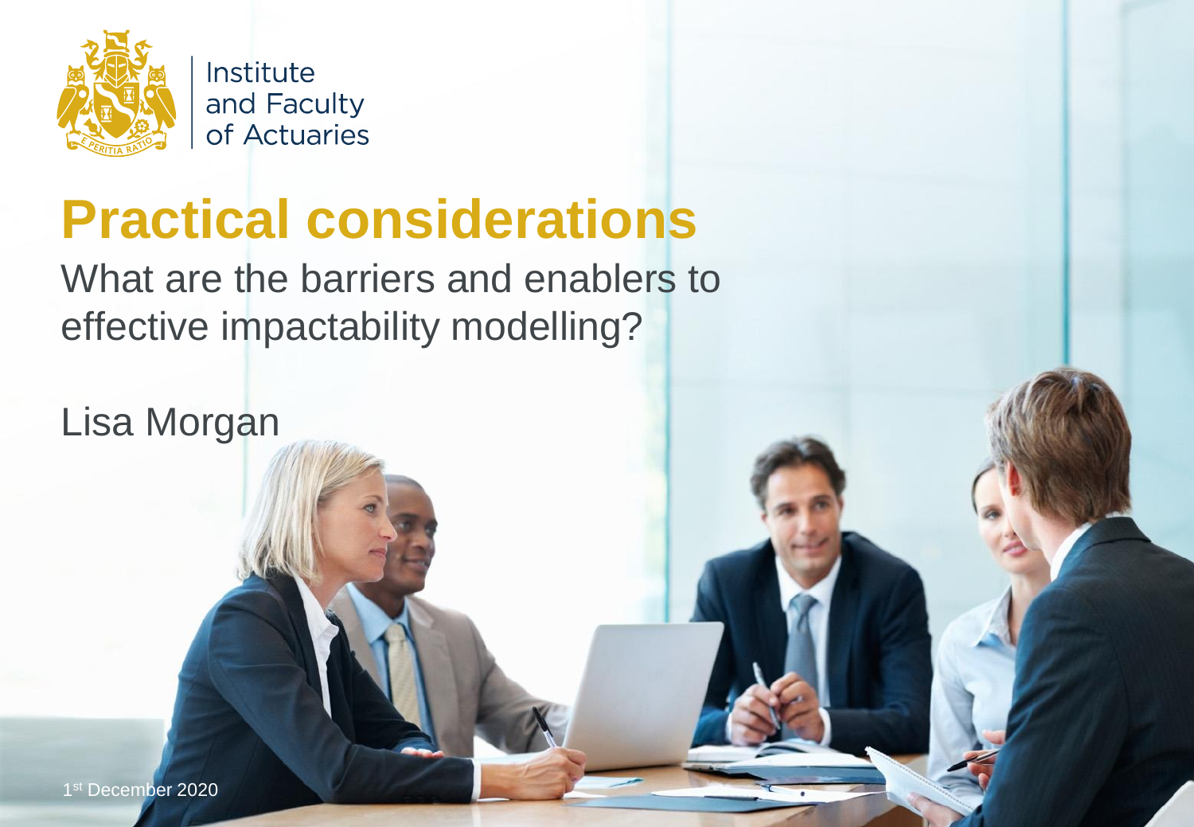Institute and Faculty of Actuaries

# Practical considerations

What are the barriers and enablers to effective impactability modelling?

Lisa Morgan

1st December 2020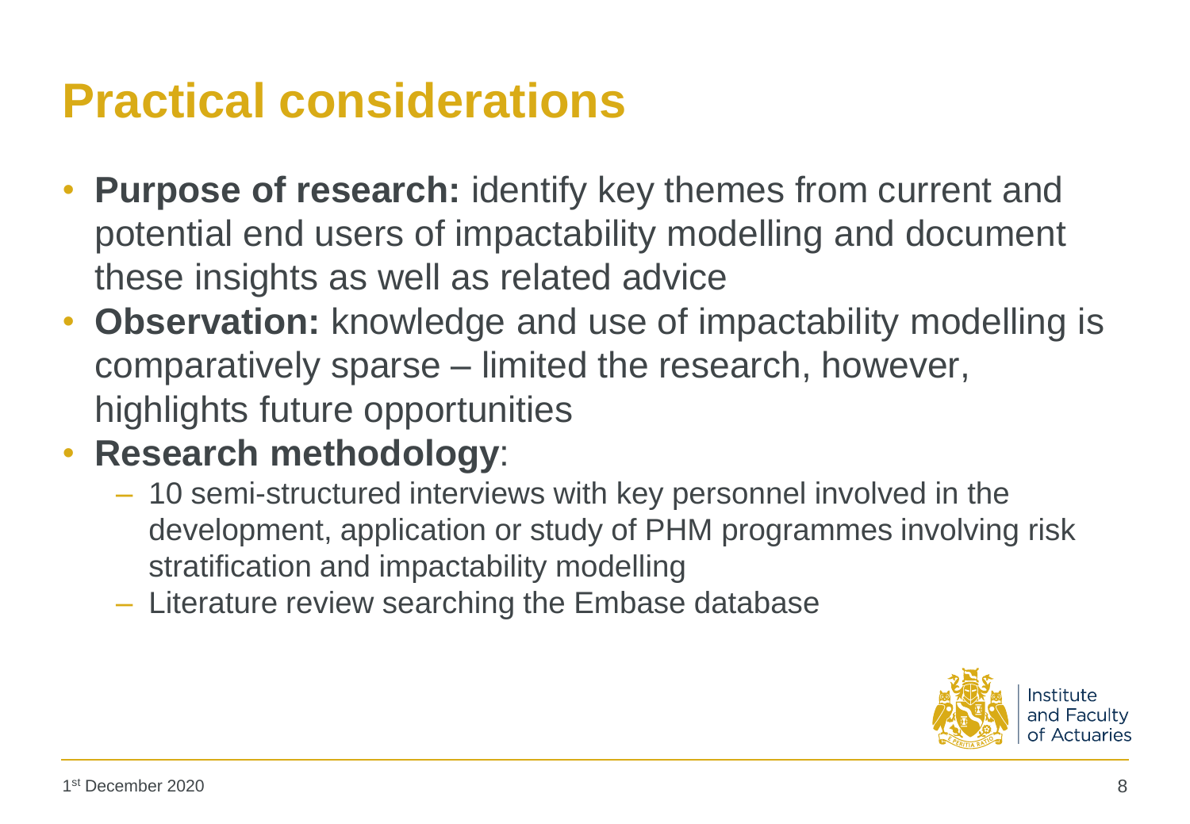# Practical considerations

- **Purpose of research:** identify key themes from current and potential end users of impactability modelling and document these insights as well as related advice
- **Observation:** knowledge and use of impactability modelling is comparatively sparse – limited the research, however, highlights future opportunities
- **Research methodology**:
  - 10 semi-structured interviews with key personnel involved in the development, application or study of PHM programmes involving risk stratification and impactability modelling
  - Literature review searching the Embase database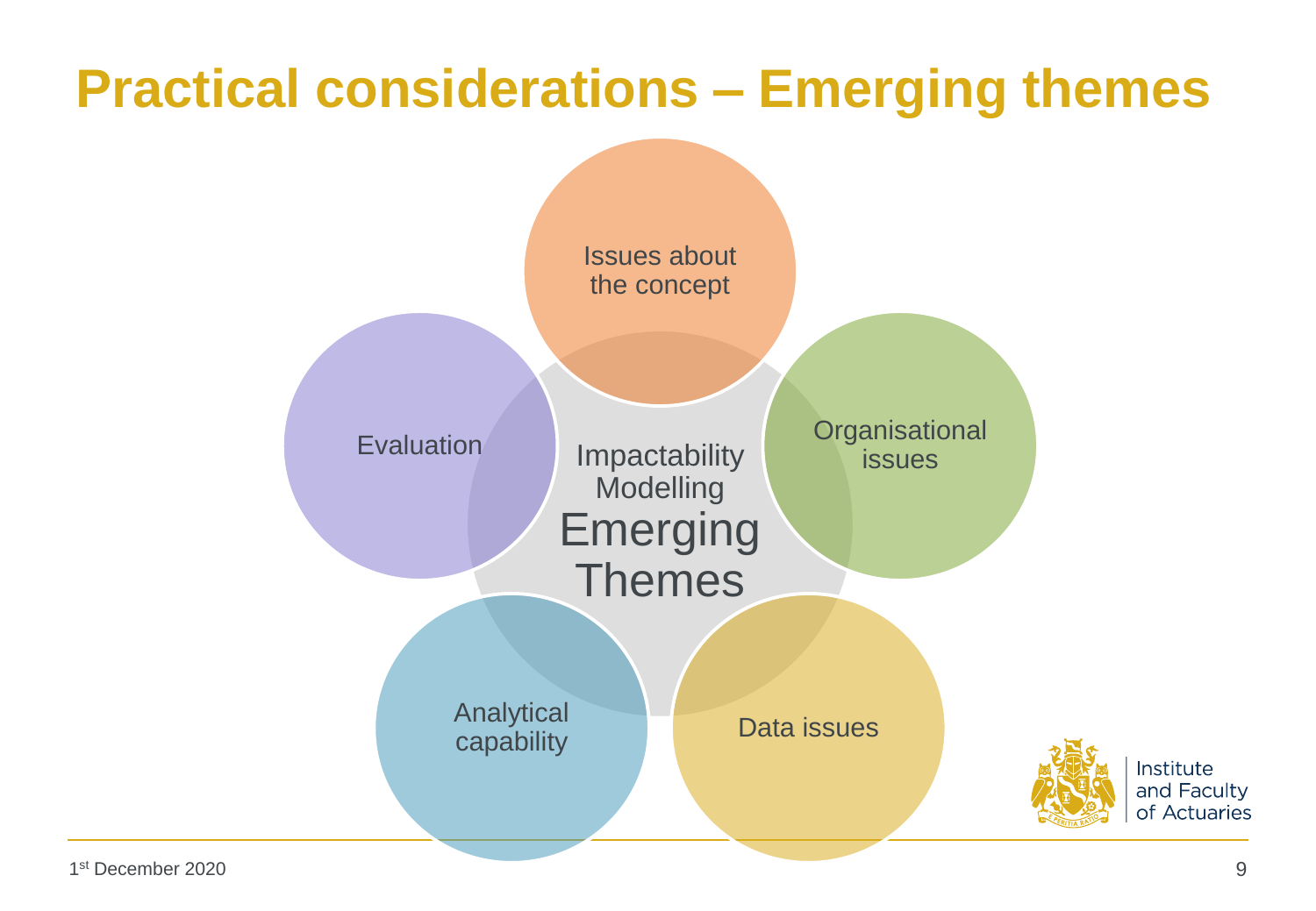# Practical considerations – Emerging themes

Impactability Modelling
Emerging Themes

- Issues about the concept
- Organisational issues
- Data issues
- Analytical capability
- Evaluation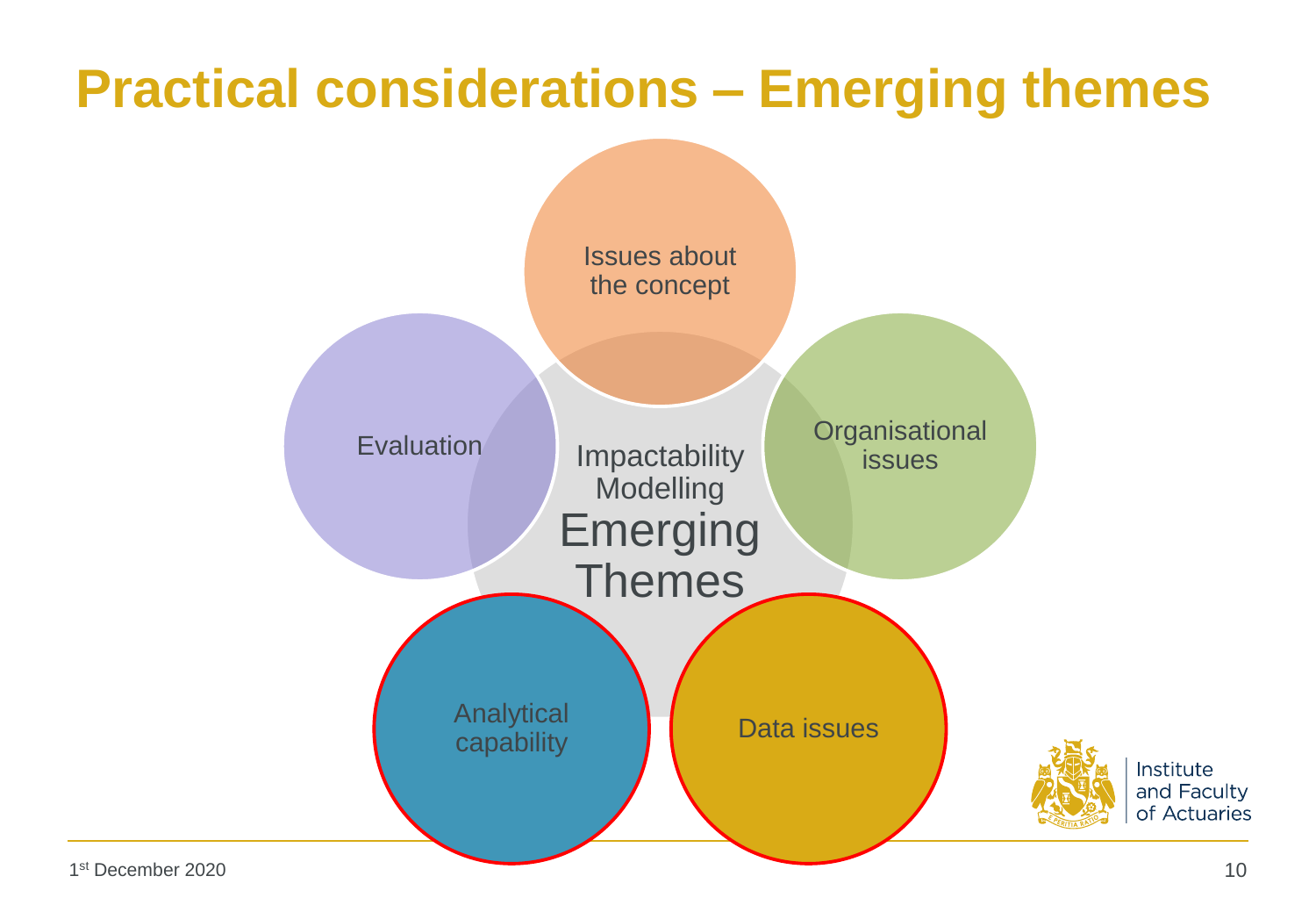# Practical considerations – Emerging themes

Impactability Modelling
Emerging Themes

- Issues about the concept
- Organisational issues
- Data issues
- Analytical capability
- Evaluation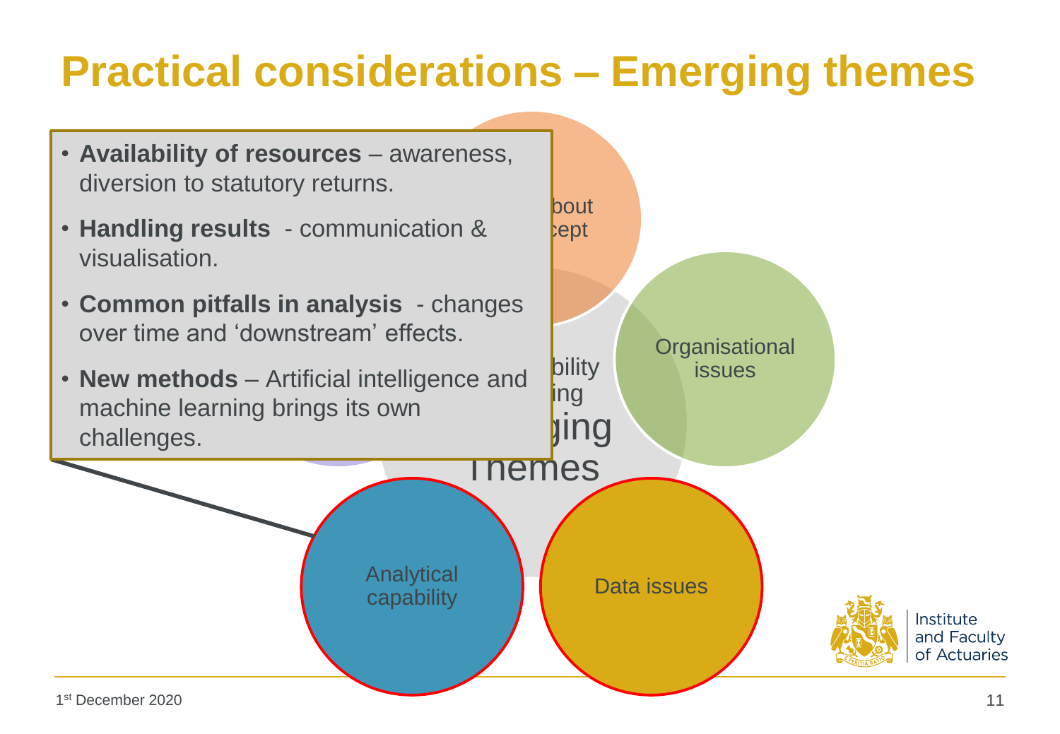# Practical considerations – Emerging themes

- **Availability of resources** – awareness, diversion to statutory returns.
- **Handling results** - communication & visualisation.
- **Common pitfalls in analysis** - changes over time and 'downstream' effects.
- **New methods** – Artificial intelligence and machine learning brings its own challenges.

Organisational issues

Analytical capability

Data issues

Emerging Themes

1st December 2020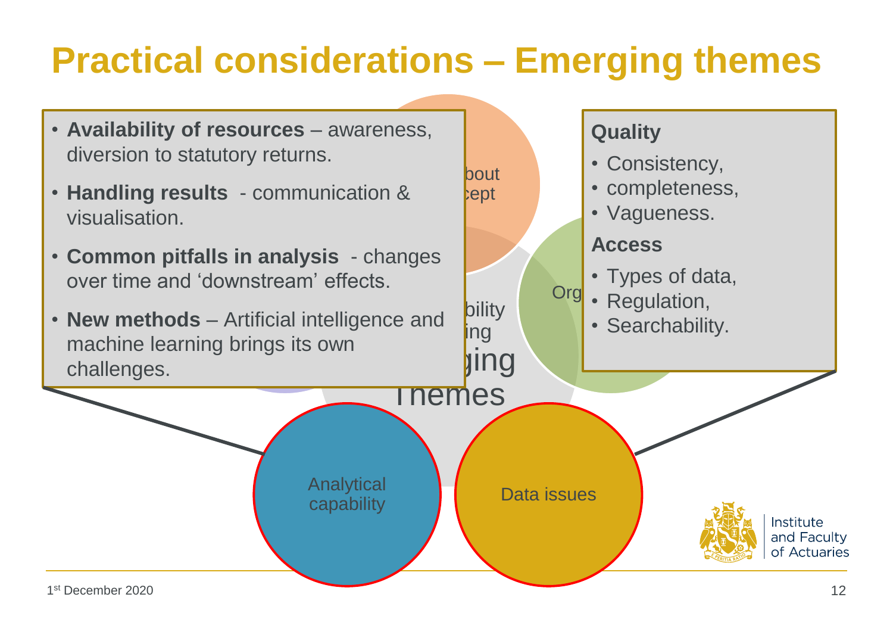# Practical considerations – Emerging themes

- **Availability of resources** – awareness, diversion to statutory returns.
- **Handling results** - communication & visualisation.
- **Common pitfalls in analysis** - changes over time and 'downstream' effects.
- **New methods** – Artificial intelligence and machine learning brings its own challenges.

**Quality**

- Consistency,
- completeness,
- Vagueness.

**Access**

- Types of data,
- Regulation,
- Searchability.

Analytical capability

Data issues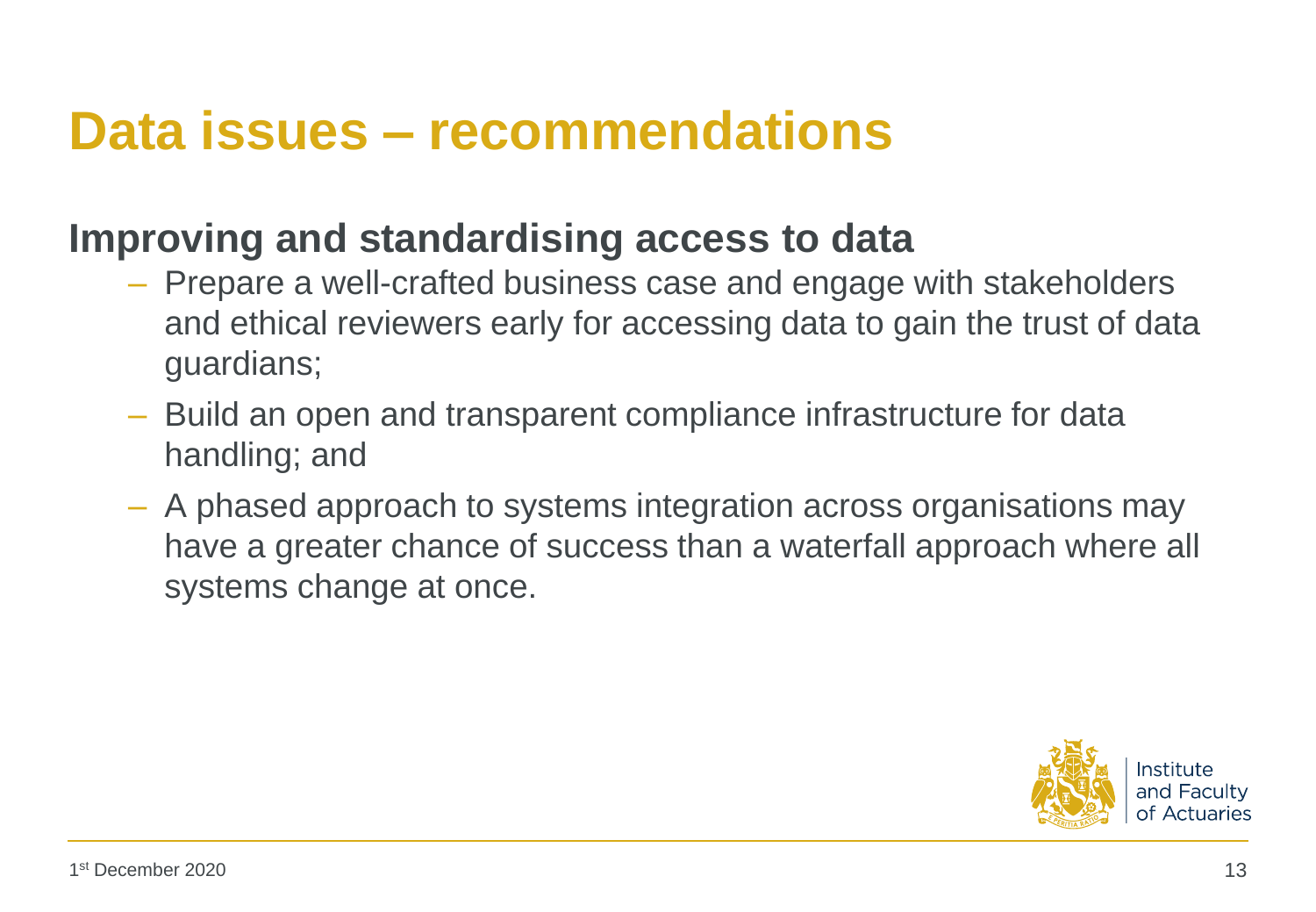# Data issues – recommendations

## Improving and standardising access to data

- Prepare a well-crafted business case and engage with stakeholders and ethical reviewers early for accessing data to gain the trust of data guardians;
- Build an open and transparent compliance infrastructure for data handling; and
- A phased approach to systems integration across organisations may have a greater chance of success than a waterfall approach where all systems change at once.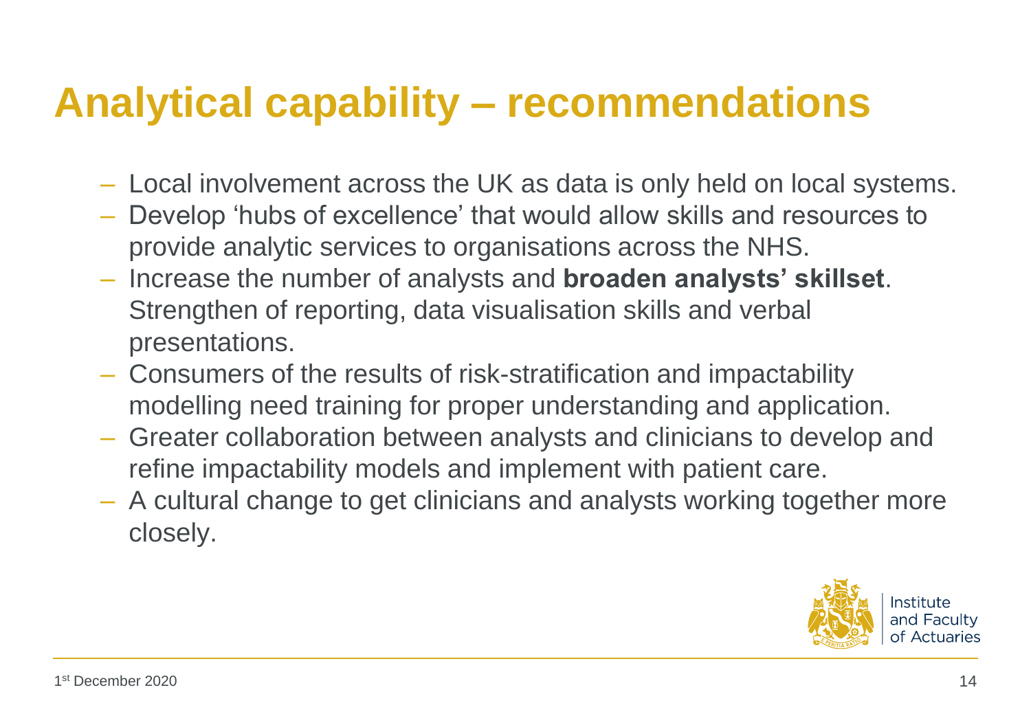# Analytical capability – recommendations

- Local involvement across the UK as data is only held on local systems.
- Develop 'hubs of excellence' that would allow skills and resources to provide analytic services to organisations across the NHS.
- Increase the number of analysts and **broaden analysts' skillset**. Strengthen of reporting, data visualisation skills and verbal presentations.
- Consumers of the results of risk-stratification and impactability modelling need training for proper understanding and application.
- Greater collaboration between analysts and clinicians to develop and refine impactability models and implement with patient care.
- A cultural change to get clinicians and analysts working together more closely.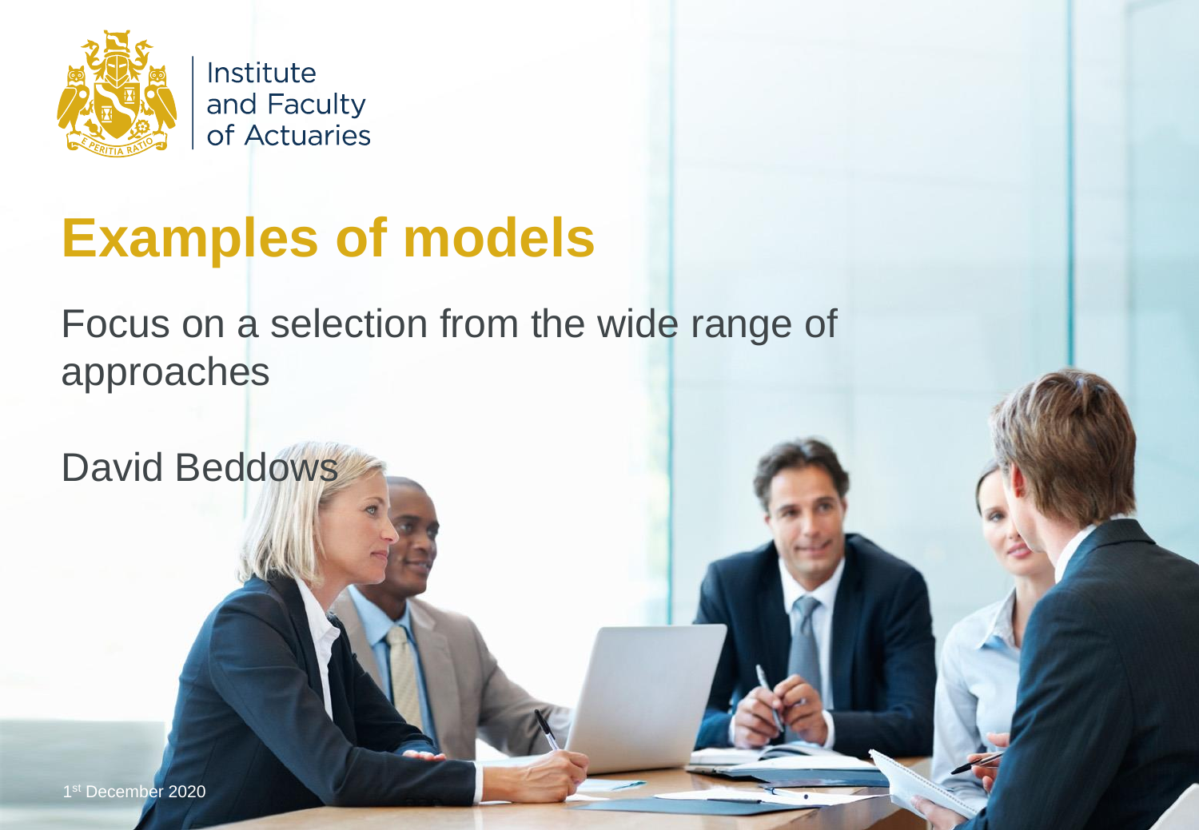Institute and Faculty of Actuaries

# Examples of models

Focus on a selection from the wide range of approaches

David Beddows

1st December 2020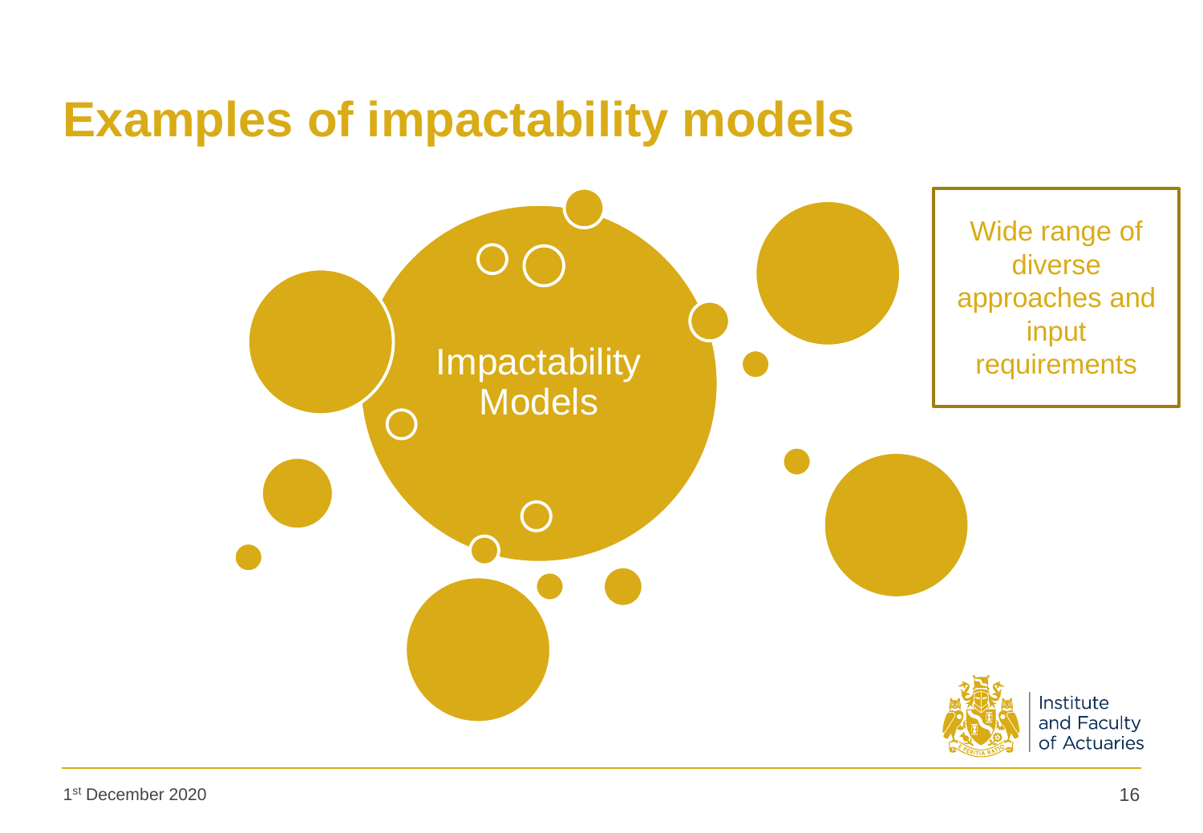# Examples of impactability models

Impactability Models

Wide range of diverse approaches and input requirements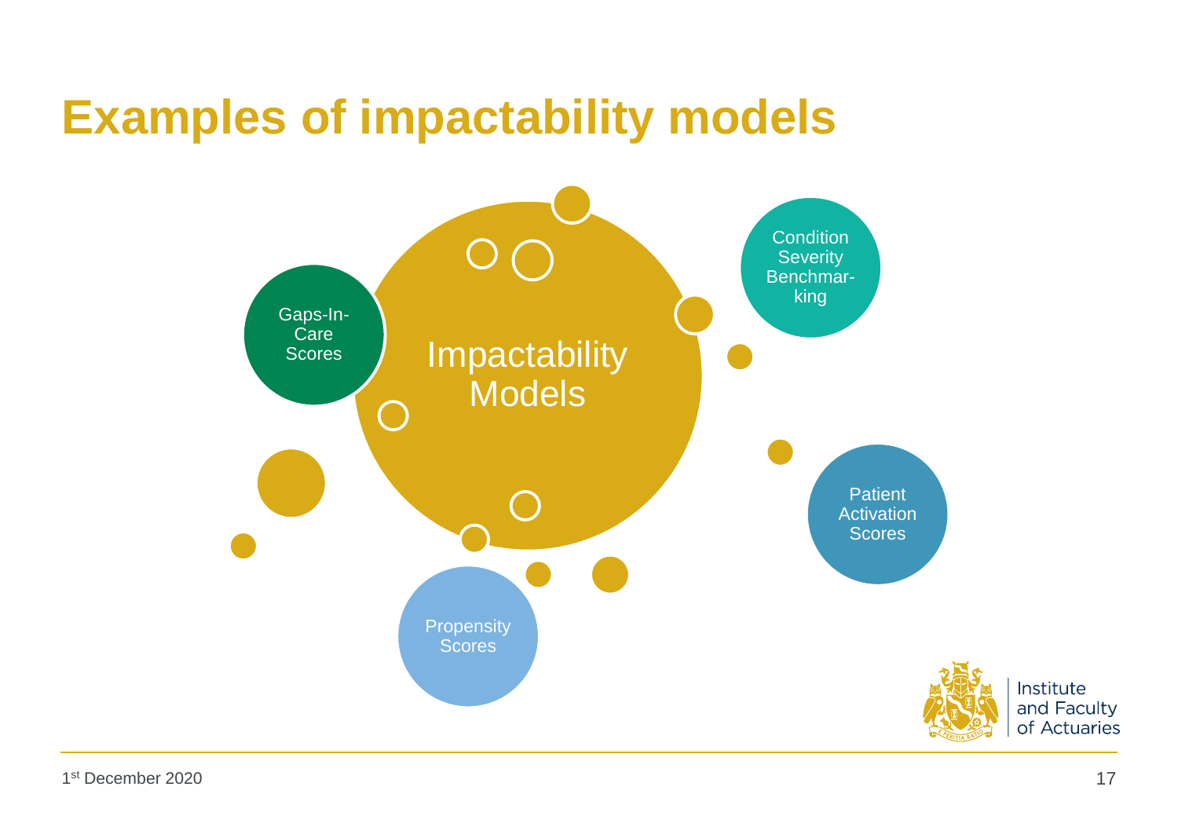# Examples of impactability models

Impactability Models

- Gaps-In-Care Scores
- Condition Severity Benchmarking
- Patient Activation Scores
- Propensity Scores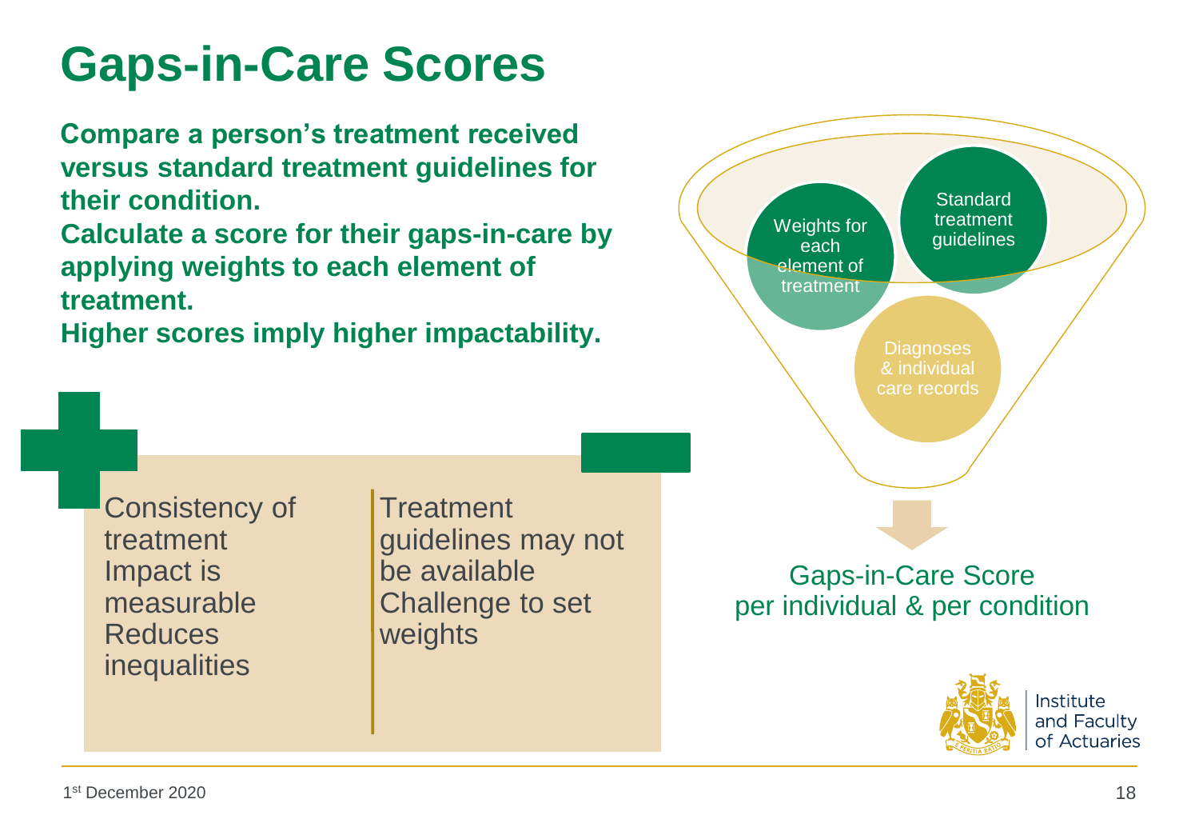# Gaps-in-Care Scores

**Compare a person's treatment received versus standard treatment guidelines for their condition.**
**Calculate a score for their gaps-in-care by applying weights to each element of treatment.**
**Higher scores imply higher impactability.**

| + | − |
| --- | --- |
| Consistency of treatment<br>Impact is measurable<br>Reduces inequalities | Treatment guidelines may not be available<br>Challenge to set weights |

Weights for each element of treatment

Standard treatment guidelines

Diagnoses & individual care records

Gaps-in-Care Score per individual & per condition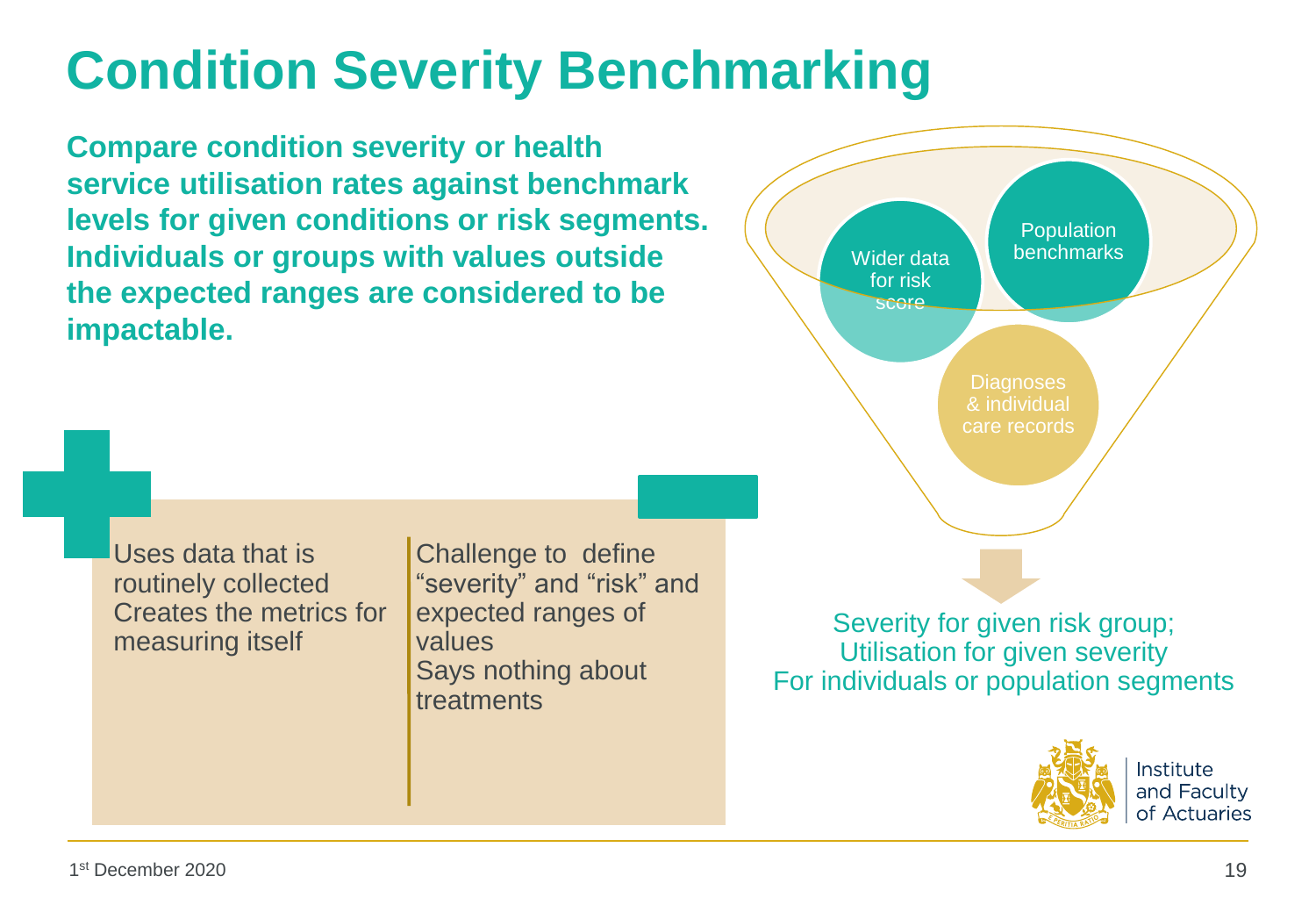# Condition Severity Benchmarking

**Compare condition severity or health service utilisation rates against benchmark levels for given conditions or risk segments. Individuals or groups with values outside the expected ranges are considered to be impactable.**

| + | − |
|---|---|
| Uses data that is routinely collected<br>Creates the metrics for measuring itself | Challenge to define "severity" and "risk" and expected ranges of values<br>Says nothing about treatments |

Wider data for risk score

Population benchmarks

Diagnoses & individual care records

Severity for given risk group;
Utilisation for given severity
For individuals or population segments

1st December 2020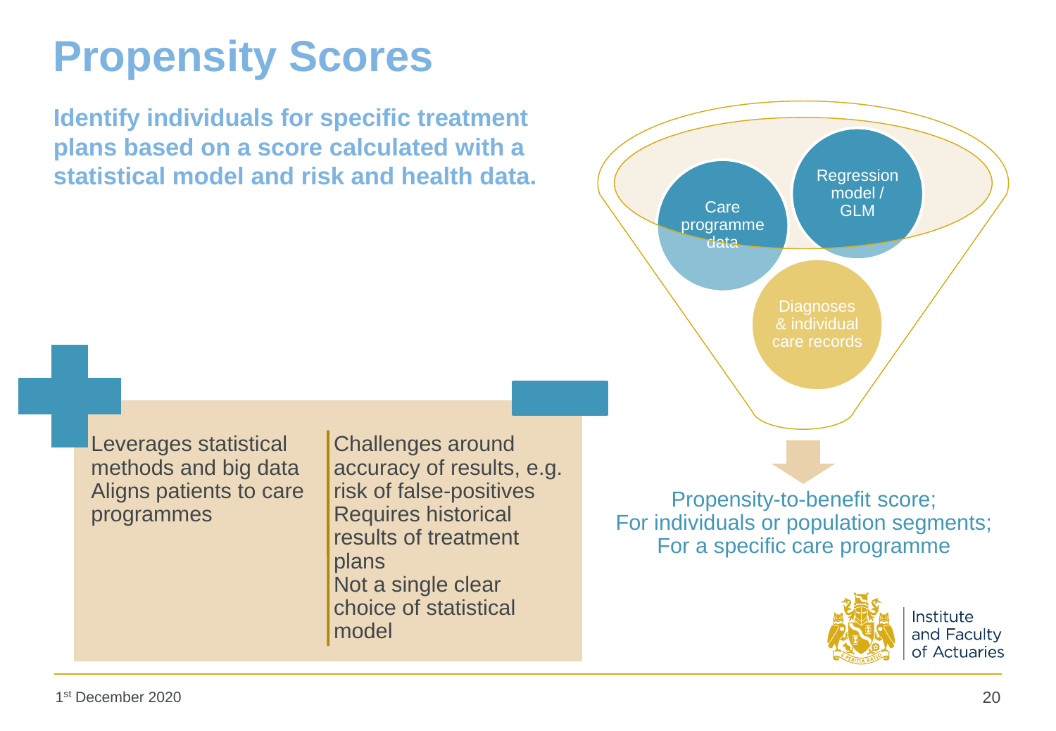# Propensity Scores

**Identify individuals for specific treatment plans based on a score calculated with a statistical model and risk and health data.**

| + | − |
|---|---|
| Leverages statistical methods and big data | Challenges around accuracy of results, e.g. risk of false-positives |
| Aligns patients to care programmes | Requires historical results of treatment plans |
| | Not a single clear choice of statistical model |

Care programme data

Regression model / GLM

Diagnoses & individual care records

Propensity-to-benefit score;
For individuals or population segments;
For a specific care programme

1st December 2020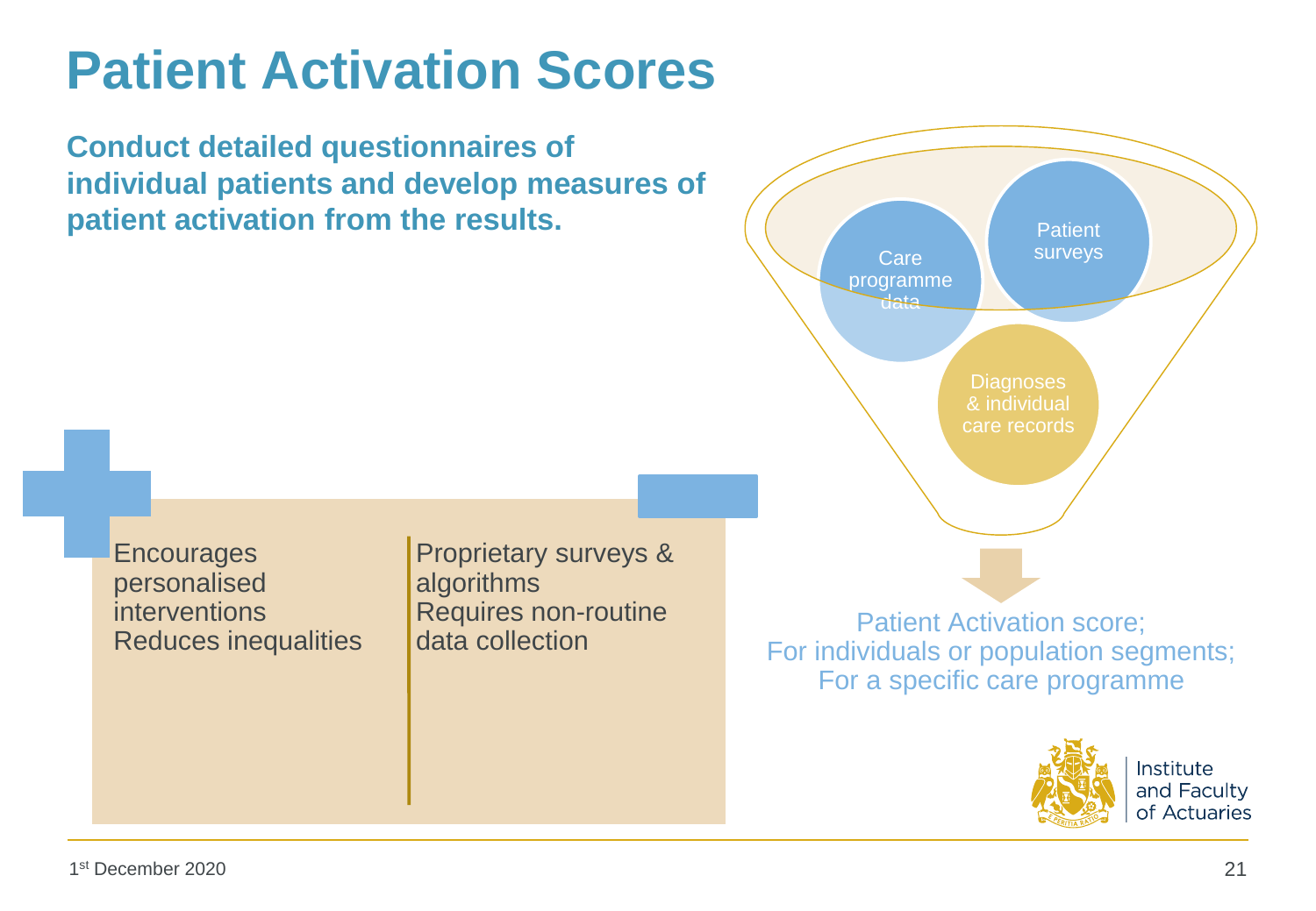# Patient Activation Scores

**Conduct detailed questionnaires of individual patients and develop measures of patient activation from the results.**

| + | − |
|---|---|
| Encourages personalised interventions | Proprietary surveys & algorithms |
| Reduces inequalities | Requires non-routine data collection |

Care programme data

Patient surveys

Diagnoses & individual care records

Patient Activation score;
For individuals or population segments;
For a specific care programme

1st December 2020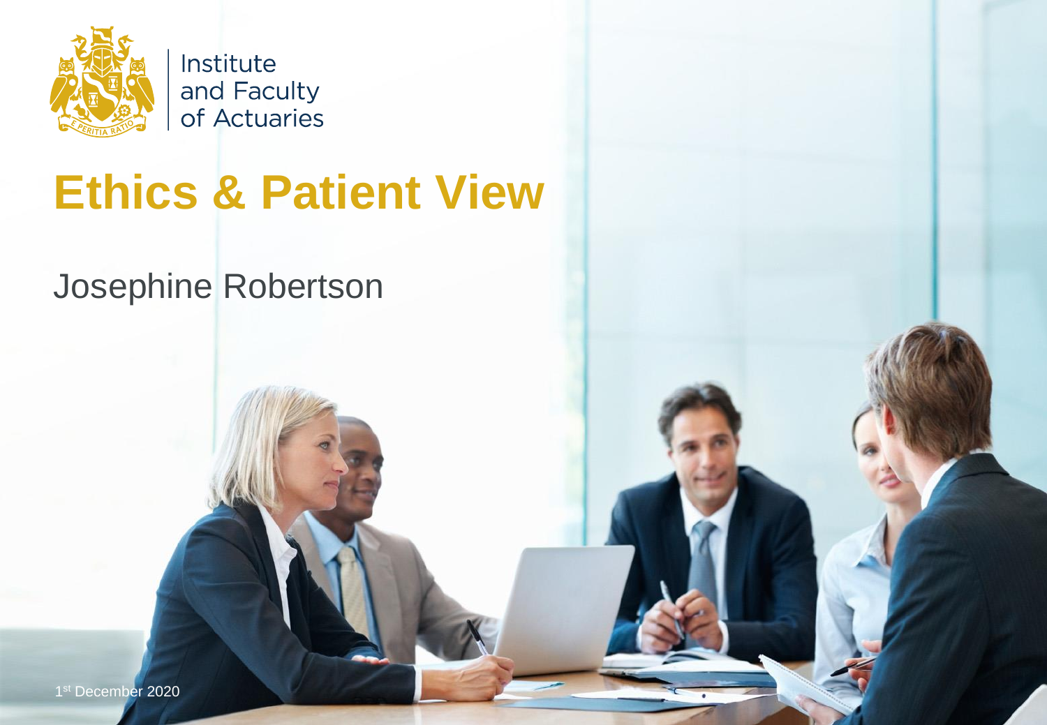Institute and Faculty of Actuaries

# Ethics & Patient View

Josephine Robertson

1st December 2020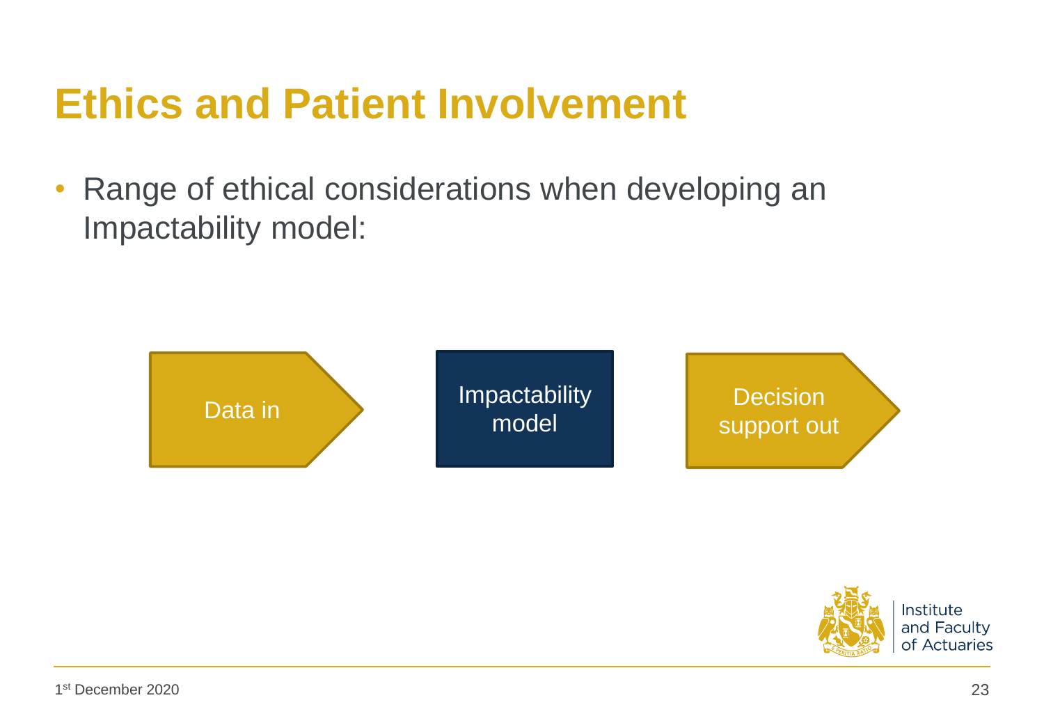# Ethics and Patient Involvement

- Range of ethical considerations when developing an Impactability model:

Data in → Impactability model → Decision support out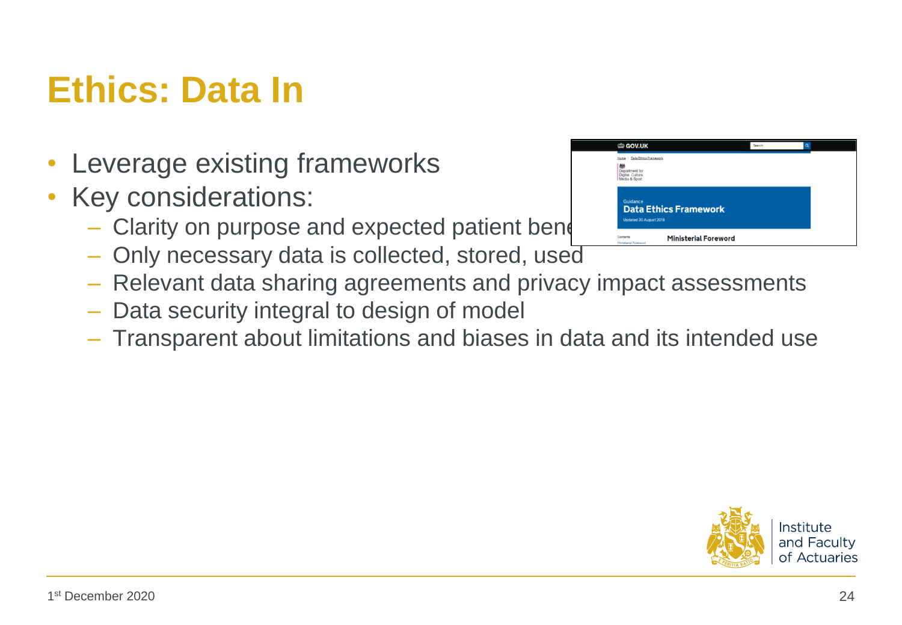# Ethics: Data In

- Leverage existing frameworks
- Key considerations:
  - Clarity on purpose and expected patient bene
  - Only necessary data is collected, stored, used
  - Relevant data sharing agreements and privacy impact assessments
  - Data security integral to design of model
  - Transparent about limitations and biases in data and its intended use

1st December 2020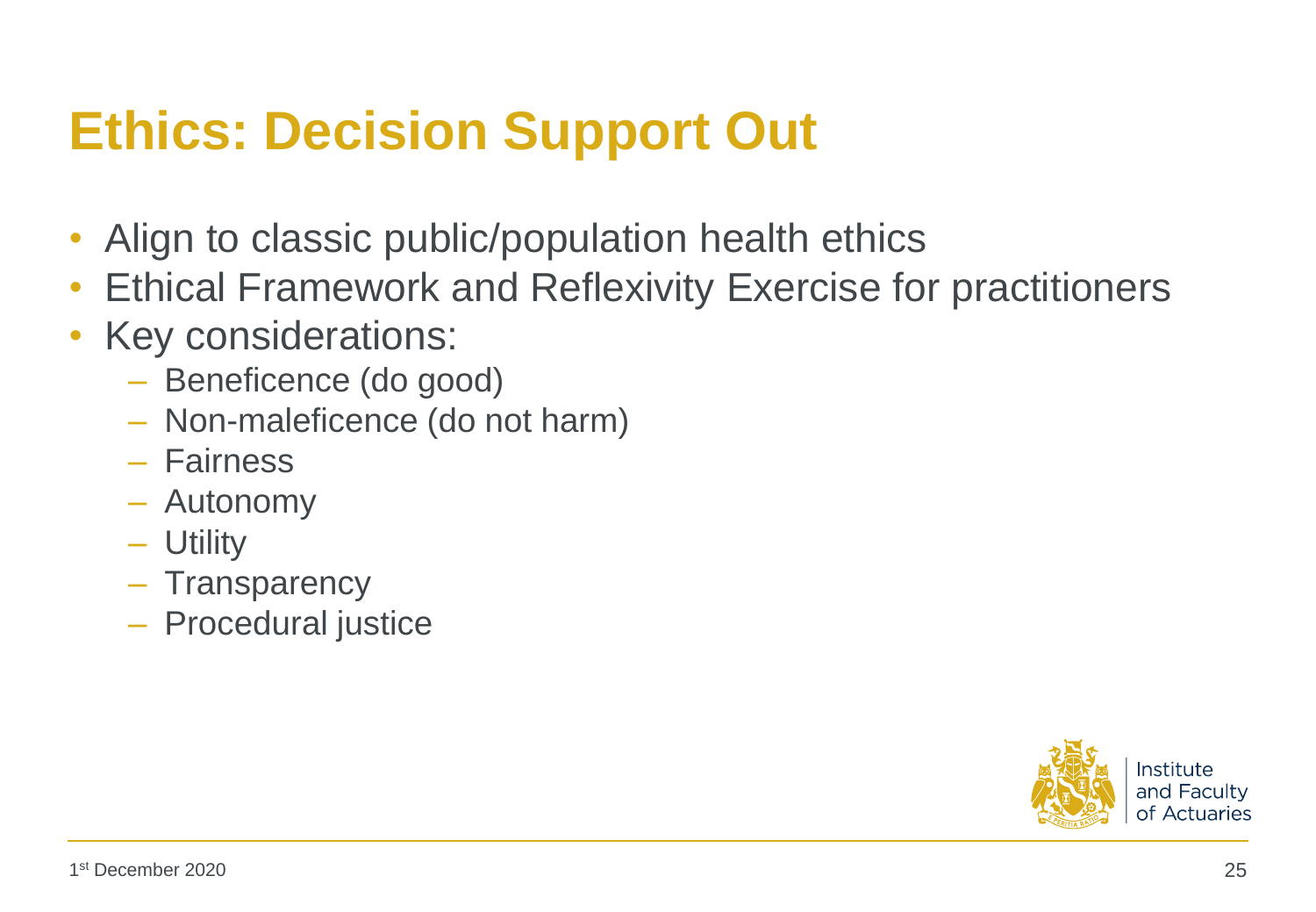# Ethics: Decision Support Out

- Align to classic public/population health ethics
- Ethical Framework and Reflexivity Exercise for practitioners
- Key considerations:
  - Beneficence (do good)
  - Non-maleficence (do not harm)
  - Fairness
  - Autonomy
  - Utility
  - Transparency
  - Procedural justice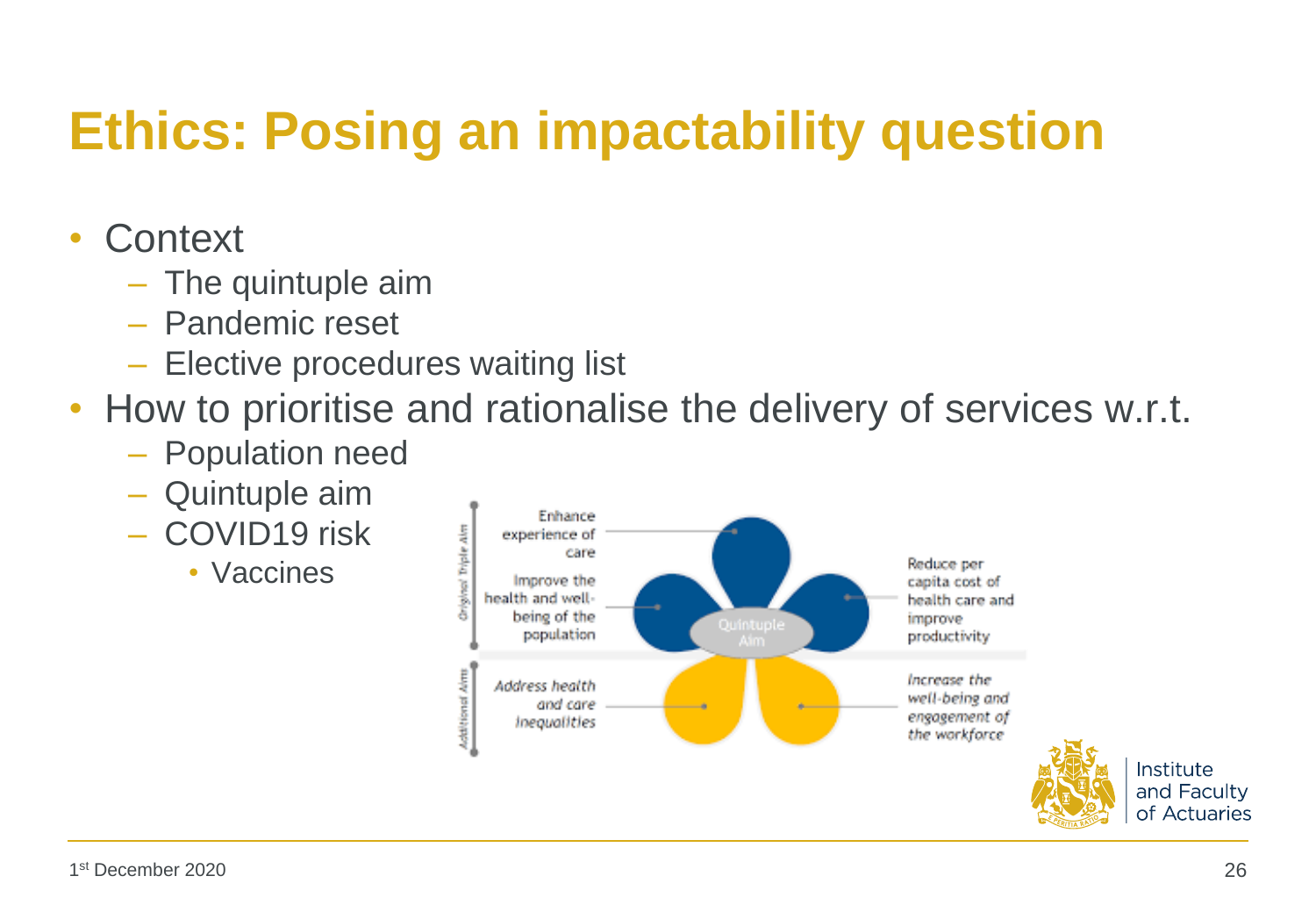# Ethics: Posing an impactability question

- Context
  - The quintuple aim
  - Pandemic reset
  - Elective procedures waiting list
- How to prioritise and rationalise the delivery of services w.r.t.
  - Population need
  - Quintuple aim
  - COVID19 risk
    - Vaccines

Quintuple Aim

*Original Triple Aim*

- Enhance experience of care
- Improve the health and well-being of the population
- Reduce per capita cost of health care and improve productivity

*Additional Aims*

- *Address health and care inequalities*
- *Increase the well-being and engagement of the workforce*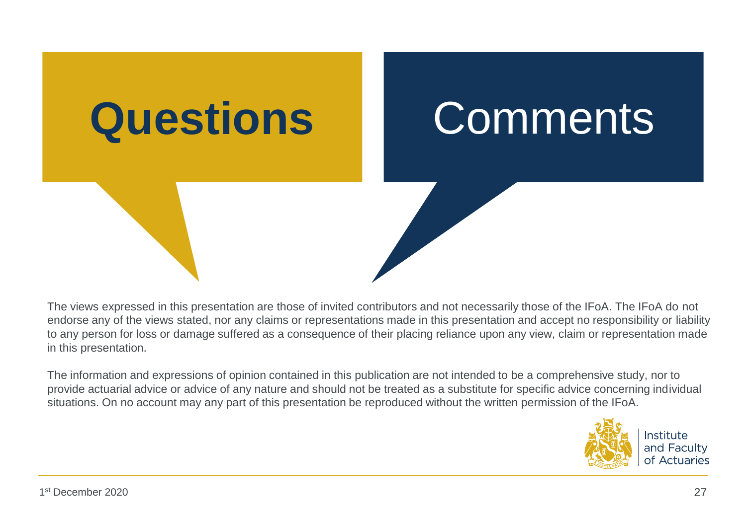# Questions

# Comments

The views expressed in this presentation are those of invited contributors and not necessarily those of the IFoA. The IFoA do not endorse any of the views stated, nor any claims or representations made in this presentation and accept no responsibility or liability to any person for loss or damage suffered as a consequence of their placing reliance upon any view, claim or representation made in this presentation.

The information and expressions of opinion contained in this publication are not intended to be a comprehensive study, nor to provide actuarial advice or advice of any nature and should not be treated as a substitute for specific advice concerning individual situations. On no account may any part of this presentation be reproduced without the written permission of the IFoA.

Institute and Faculty of Actuaries

1st December 2020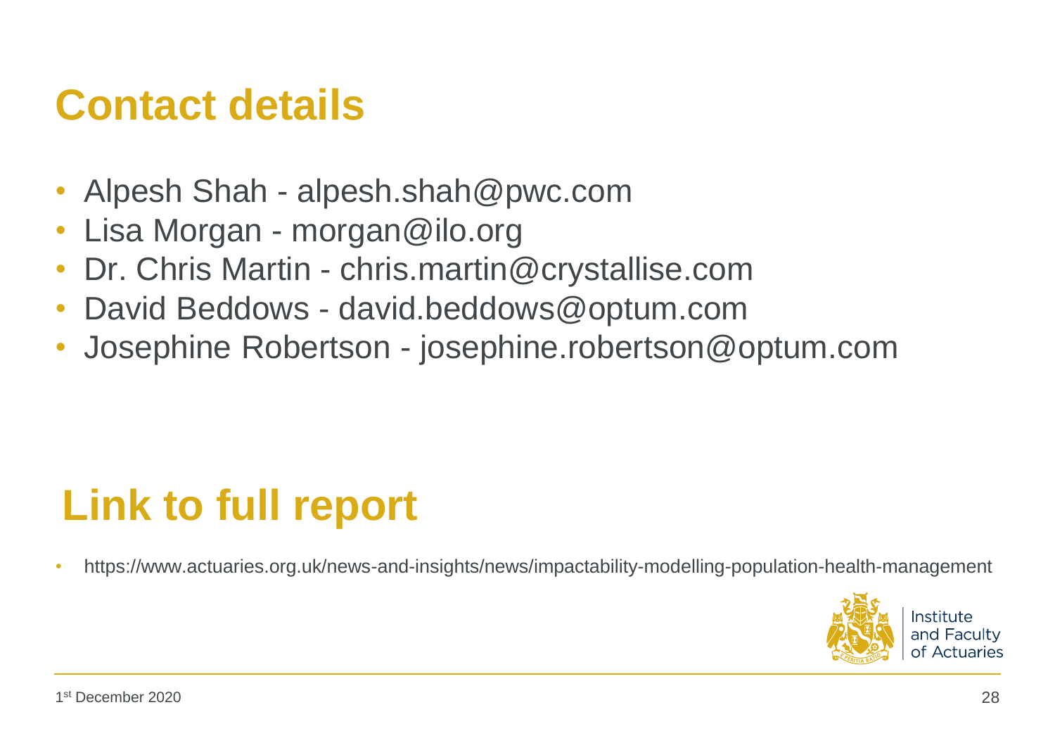# Contact details

- Alpesh Shah - alpesh.shah@pwc.com
- Lisa Morgan - morgan@ilo.org
- Dr. Chris Martin - chris.martin@crystallise.com
- David Beddows - david.beddows@optum.com
- Josephine Robertson - josephine.robertson@optum.com

# Link to full report

- https://www.actuaries.org.uk/news-and-insights/news/impactability-modelling-population-health-management

Institute and Faculty of Actuaries

1st December 2020